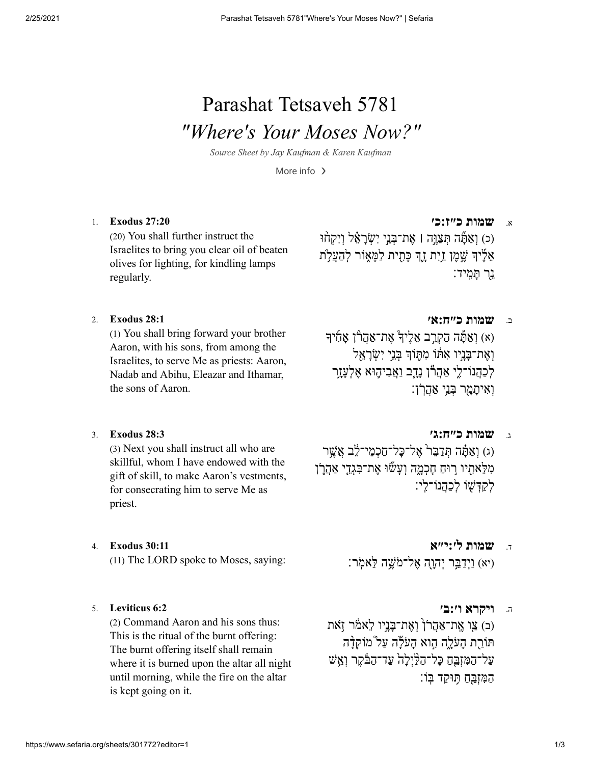# Parashat Tetsaveh 5781

## *"Where's Your Moses Now?"*

*Source Sheet by Jay Kaufman & Karen Kaufman*

More info ❯

1. **Exodus 27:20**

(20) You shall further instruct the Israelites to bring you clear oil of beaten olives for lighting, for kindling lamps regularly.

א. **שמות כ״ז:כ׳**

(כ) וְאַתָּ֞ה תְּצַוֶּ֣ה ׀ אֶת־בְּנֵ֣י יִשְׂרָאֵ֗ל וְיִקְח֨וּ אֵלֶ֜יךָ שֶׁ֣מֶן זַ֥יִת זָ֛ךְ כָּתִ֖ית לַמָּא֑וֹר לְהַעֲלֹ֥ת נֵ֖ר תָּמִֽיד׃

2. **Exodus 28:1**

(1) You shall bring forward your brother Aaron, with his sons, from among the Israelites, to serve Me as priests: Aaron, Nadab and Abihu, Eleazar and Ithamar, the sons of Aaron.

ב. **שמות כ״ח:א׳**

(א) וְאַתָּ֡ה הַקְרֵ֣ב אֵלֶיךָ֩ אֶת־אַהֲרֹ֨ן אָחִ֜יךָ וְאֶת־בָּנָ֣יו אִתּ֗וֹ מִתּ֛וֹךְ בְּנֵ֥י יִשְׂרָאֵ֖ל לְכַהֲנוֹ־לִ֑י אַהֲרֹ֕ן נָדָ֧ב וַאֲבִיה֛וּא אֶלְעָזָ֥ר וְאִיתָמָ֖ר בְּנֵ֥י אַהֲרֹֽן׃

3. **Exodus 28:3**

(3) Next you shall instruct all who are skillful, whom I have endowed with the gift of skill, to make Aaron's vestments, for consecrating him to serve Me as priest.

ג. **שמות כ״ח:ג׳**

(ג) וְאַתָּ֗ה תְּדַבֵּר֙ אֶל־כָּל־חַכְמֵי־לֵ֔ב אֲשֶׁ֥ר מִלֵּאתִ֖יו ר֣וּחַ חָכְמָ֑ה וְעָשׂ֞וּ אֶת־בִּגְדֵ֧י אַהֲרֹ֛ן לְקַדְּשׁ֖וֹ לְכַהֲנוֹ־לִֽי׃

4. **Exodus 30:11**

(11) The LORD spoke to Moses, saying:

ד. **שמות ל׳:י״א**

(יא) וַיְדַבֵּ֥ר יְהֹוָ֖ה אֶל־מֹשֶׁ֥ה לֵּאמֹֽר׃

5. **Leviticus 6:2**

(2) Command Aaron and his sons thus: This is the ritual of the burnt offering: The burnt offering itself shall remain where it is burned upon the altar all night until morning, while the fire on the altar is kept going on it.

ה. **ויקרא ו׳:ב׳**

(ב) צַ֤ו אֶֽת־אַהֲרֹן֙ וְאֶת־בָּנָ֣יו לֵאמֹ֔ר זֹ֥את תּוֹרַ֖ת הָעֹלָ֑ה הִ֣וא הָעֹלָ֡ה עַל֩ מוֹקְדָ֨ה עַל־הַמִּזְבֵּ֤חַ כָּל־הַלַּ֙יְלָה֙ עַד־הַבֹּ֔קֶר וְאֵ֥שׁ הַמִּזְבֵּ֖חַ תּ֥וּקַד בּֽוֹ׃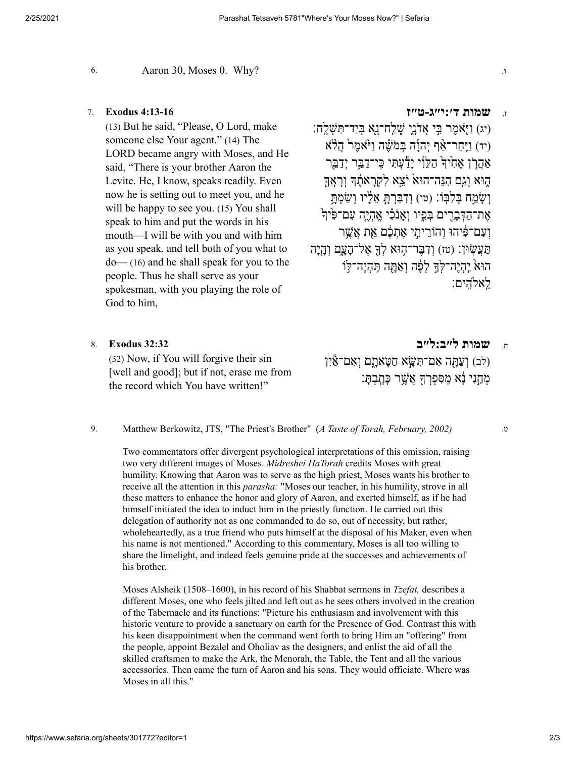6. Aaron 30, Moses 0. Why?

ו.

7. **Exodus 4:13-16**

(13) But he said, "Please, O Lord, make someone else Your agent." (14) The LORD became angry with Moses, and He said, "There is your brother Aaron the Levite. He, I know, speaks readily. Even now he is setting out to meet you, and he will be happy to see you. (15) You shall speak to him and put the words in his mouth—I will be with you and with him as you speak, and tell both of you what to do— (16) and he shall speak for you to the people. Thus he shall serve as your spokesman, with you playing the role of God to him,

ז. **שמות ד׳:י״ג-ט״ז**

(יג) וַיֹּ֖אמֶר בִּ֣י אֲדֹנָ֑י שְֽׁלַֽח־נָ֖א בְּיַד־תִּשְׁלָֽח׃ (יד) וַיִּֽחַר־אַ֨ף יְהֹוָ֜ה בְּמֹשֶׁ֗ה וַיֹּ֙אמֶר֙ הֲלֹ֨א אַהֲרֹ֤ן אָחִ֙יךָ֙ הַלֵּוִ֔י יָדַ֕עְתִּי כִּֽי־דַבֵּ֥ר יְדַבֵּ֖ר ה֑וּא וְגַ֤ם הִנֵּה־הוּא֙ יֹצֵ֣א לִקְרָאתֶ֔ךָ וְרָאֲךָ֖ וְשָׂמַ֥ח בְּלִבּֽוֹ׃ (טו) וְדִבַּרְתָּ֣ אֵלָ֔יו וְשַׂמְתָּ֥ אֶת־הַדְּבָרִ֖ים בְּפִ֑יו וְאָנֹכִ֗י אֶֽהְיֶ֤ה עִם־פִּ֙יךָ֙ וְעִם־פִּ֔יהוּ וְהוֹרֵיתִ֣י אֶתְכֶ֔ם אֵ֖ת אֲשֶׁ֥ר תַּעֲשֽׂוּן׃ (טז) וְדִבֶּר־ה֥וּא לְךָ֖ אֶל־הָעָ֑ם וְהָ֤יָה הוּא֙ יִֽהְיֶה־לְּךָ֣ לְפֶ֔ה וְאַתָּ֖ה תִּֽהְיֶה־לּ֥וֹ לֵאלֹהִֽים׃

8. **Exodus 32:32**

(32) Now, if You will forgive their sin [well and good]; but if not, erase me from the record which You have written!"

ח. **שמות ל״ב:ל״ב**

(לב) וְעַתָּ֖ה אִם־תִּשָּׂ֣א חַטָּאתָ֑ם וְאִם־אַ֕יִן מְחֵ֣נִי נָ֔א מִֽסִּפְרְךָ֖ אֲשֶׁ֥ר כָּתָֽבְתָּ׃

9. Matthew Berkowitz, JTS, "The Priest's Brother" (*A Taste of Torah, February, 2002)*

ט.

Two commentators offer divergent psychological interpretations of this omission, raising two very different images of Moses. *Midreshei HaTorah* credits Moses with great humility. Knowing that Aaron was to serve as the high priest, Moses wants his brother to receive all the attention in this *parasha:* "Moses our teacher, in his humility, strove in all these matters to enhance the honor and glory of Aaron, and exerted himself, as if he had himself initiated the idea to induct him in the priestly function. He carried out this delegation of authority not as one commanded to do so, out of necessity, but rather, wholeheartedly, as a true friend who puts himself at the disposal of his Maker, even when his name is not mentioned." According to this commentary, Moses is all too willing to share the limelight, and indeed feels genuine pride at the successes and achievements of his brother.

Moses Alsheik (1508–1600), in his record of his Shabbat sermons in *Tzefat,* describes a different Moses, one who feels jilted and left out as he sees others involved in the creation of the Tabernacle and its functions: "Picture his enthusiasm and involvement with this historic venture to provide a sanctuary on earth for the Presence of God. Contrast this with his keen disappointment when the command went forth to bring Him an "offering" from the people, appoint Bezalel and Oholiav as the designers, and enlist the aid of all the skilled craftsmen to make the Ark, the Menorah, the Table, the Tent and all the various accessories. Then came the turn of Aaron and his sons. They would officiate. Where was Moses in all this."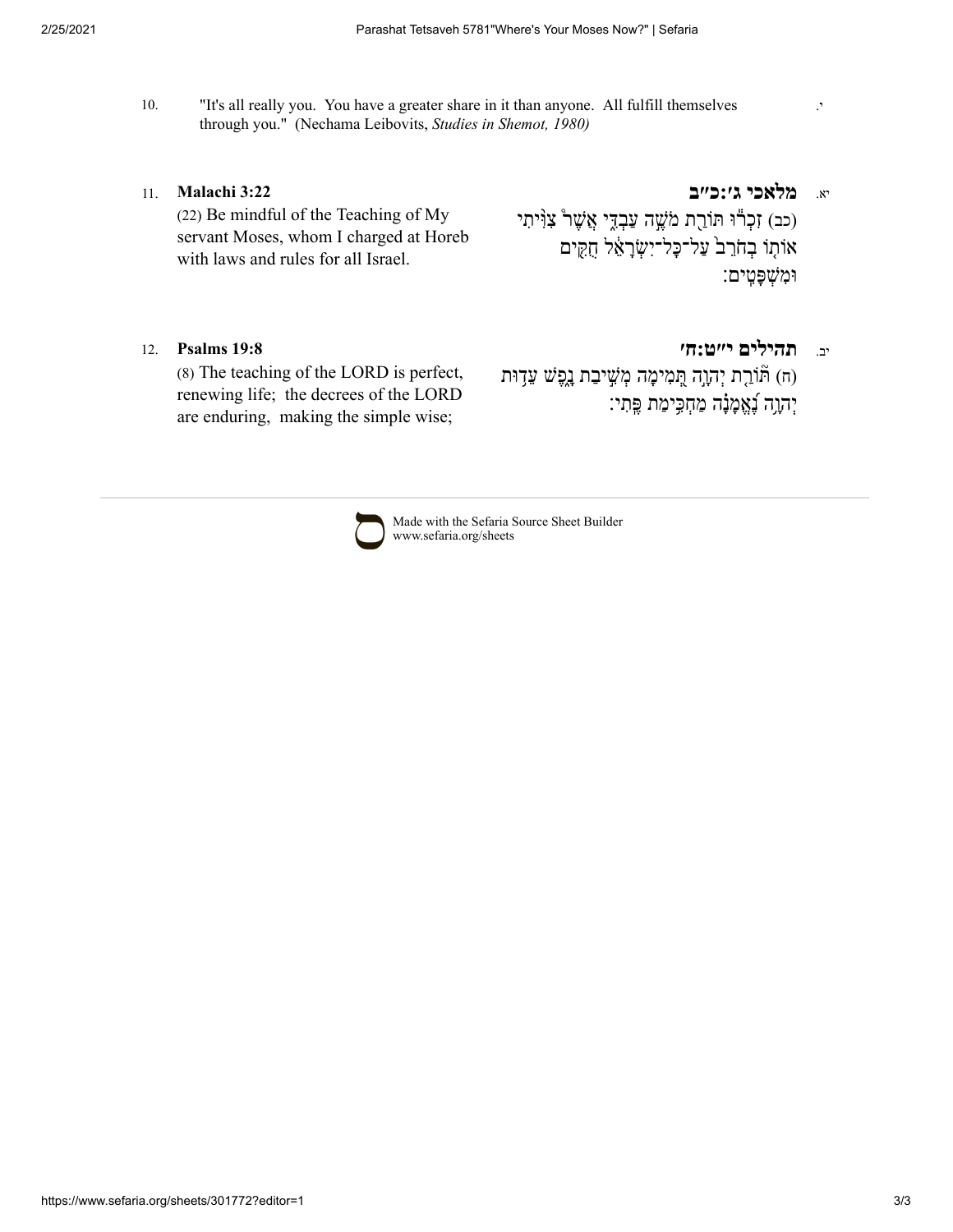10. "It's all really you. You have a greater share in it than anyone. All fulfill themselves through you." (Nechama Leibovits, *Studies in Shemot, 1980)*

י.

11. **Malachi 3:22**

(22) Be mindful of the Teaching of My servant Moses, whom I charged at Horeb with laws and rules for all Israel.

יא. **מלאכי ג׳:כ״ב**

(כב) זִכְר֕וּ תּוֹרַ֖ת מֹשֶׁ֣ה עַבְדִּ֑י אֲשֶׁר֩ צִוִּ֨יתִי אוֹת֤וֹ בְחֹרֵב֙ עַל־כׇּל־יִשְׂרָאֵ֔ל חֻקִּ֖ים וּמִשְׁפָּטִֽים׃

12. **Psalms 19:8**

(8) The teaching of the LORD is perfect, renewing life; the decrees of the LORD are enduring, making the simple wise;

יב. **תהילים י״ט:ח׳**

(ח) תּ֘וֹרַ֤ת יְהֹוָ֣ה תְּ֭מִימָה מְשִׁ֣יבַת נָ֑פֶשׁ עֵד֥וּת יְהֹוָ֥ה נֶ֝אֱמָנָ֗ה מַחְכִּ֥ימַת פֶּֽתִי׃

Made with the Sefaria Source Sheet Builder
www.sefaria.org/sheets